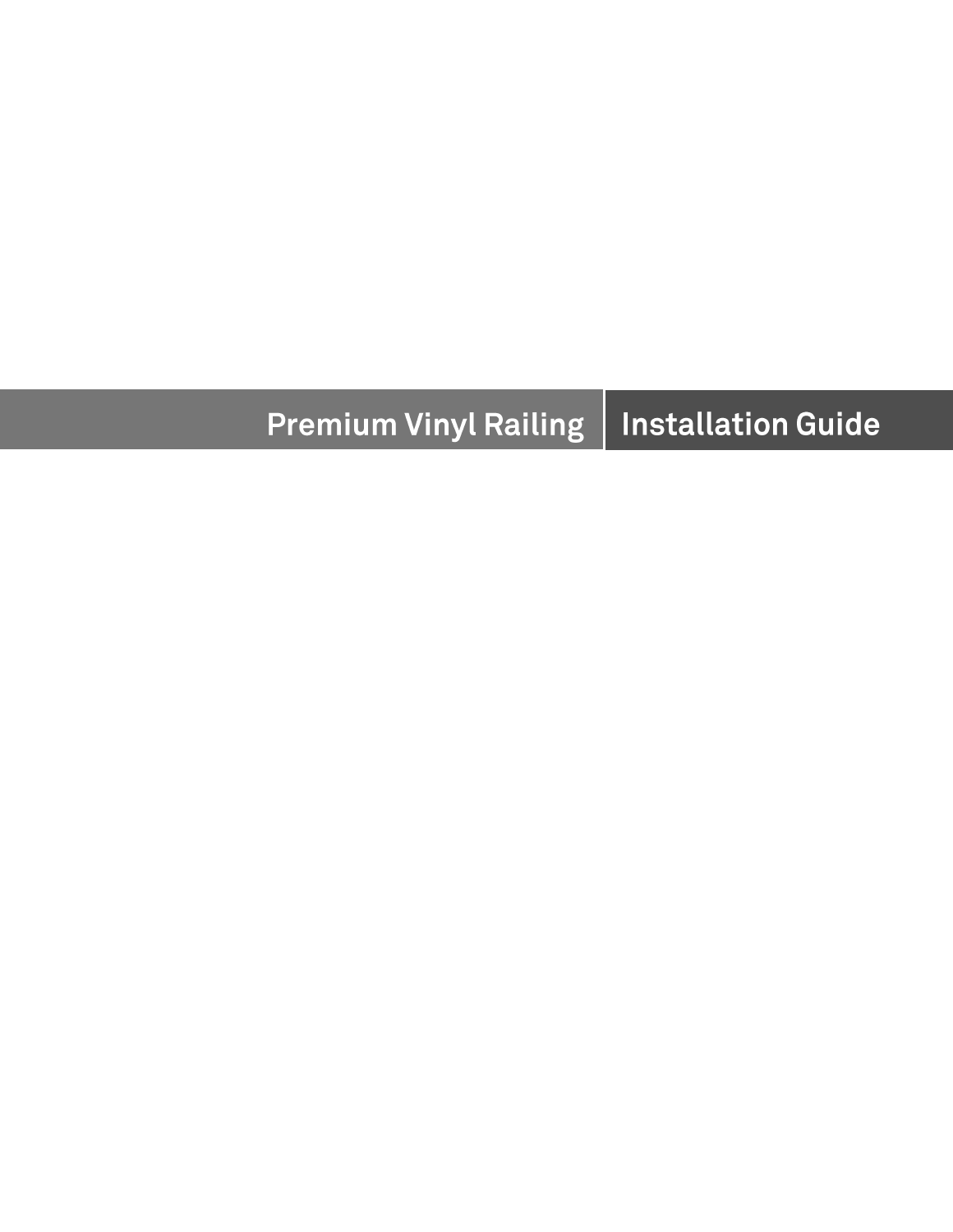# Premium Vinyl Railing | Installation Guide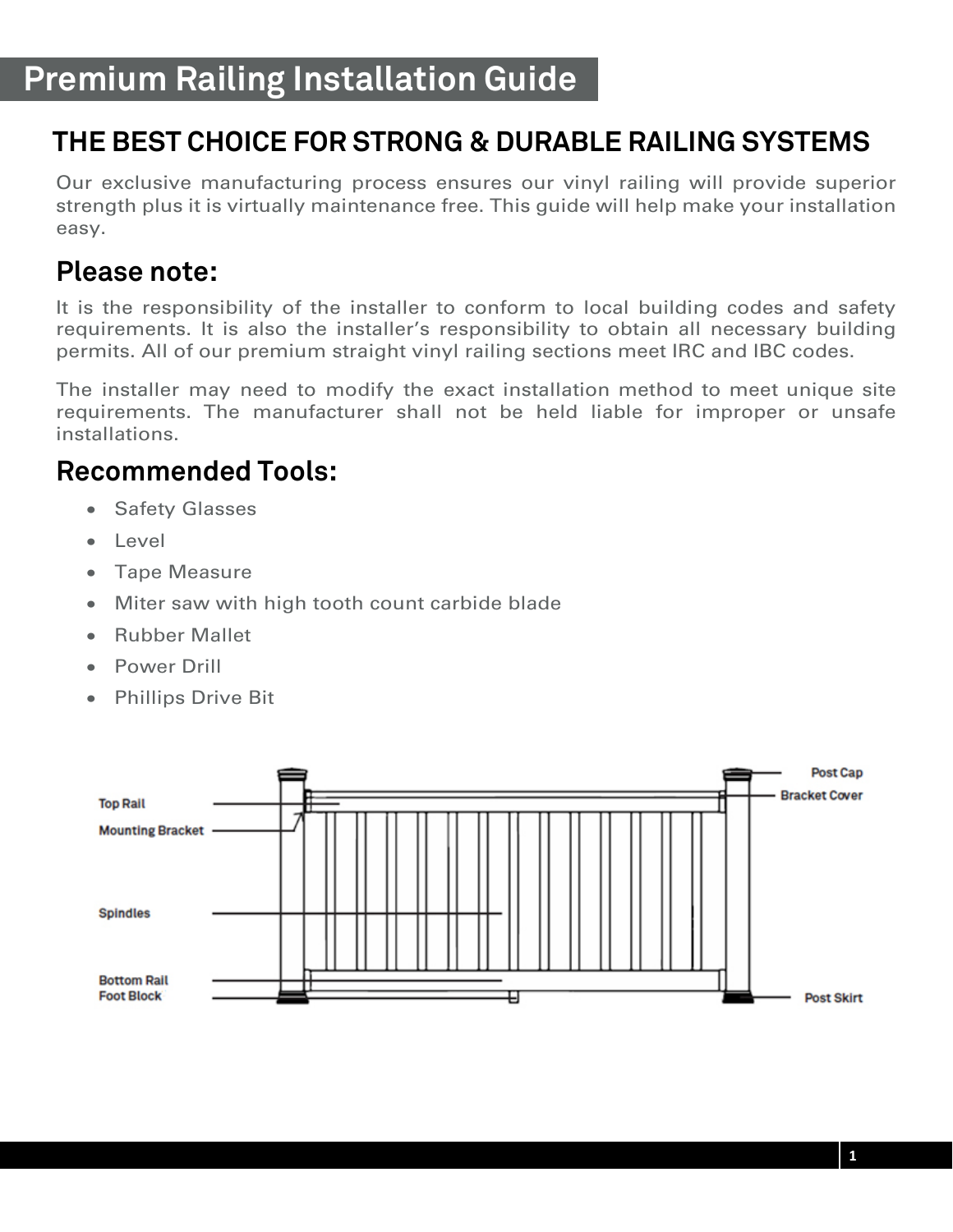# Premium Railing Installation Guide

## THE BEST CHOICE FOR STRONG & DURABLE RAILING SYSTEMS

Our exclusive manufacturing process ensures our vinyl railing will provide superior strength plus it is virtually maintenance free. This guide will help make your installation easy.

### Please note:

It is the responsibility of the installer to conform to local building codes and safety requirements. It is also the installer's responsibility to obtain all necessary building permits. All of our premium straight vinyl railing sections meet IRC and IBC codes.

The installer may need to modify the exact installation method to meet unique site requirements. The manufacturer shall not be held liable for improper or unsafe installations.

### Recommended Tools:

- Safety Glasses
- Level
- Tape Measure
- Miter saw with high tooth count carbide blade
- Rubber Mallet
- Power Drill
- Phillips Drive Bit

Top Rail
Mounting Bracket
Spindles
Bottom Rail
Foot Block
Post Cap
Bracket Cover
Post Skirt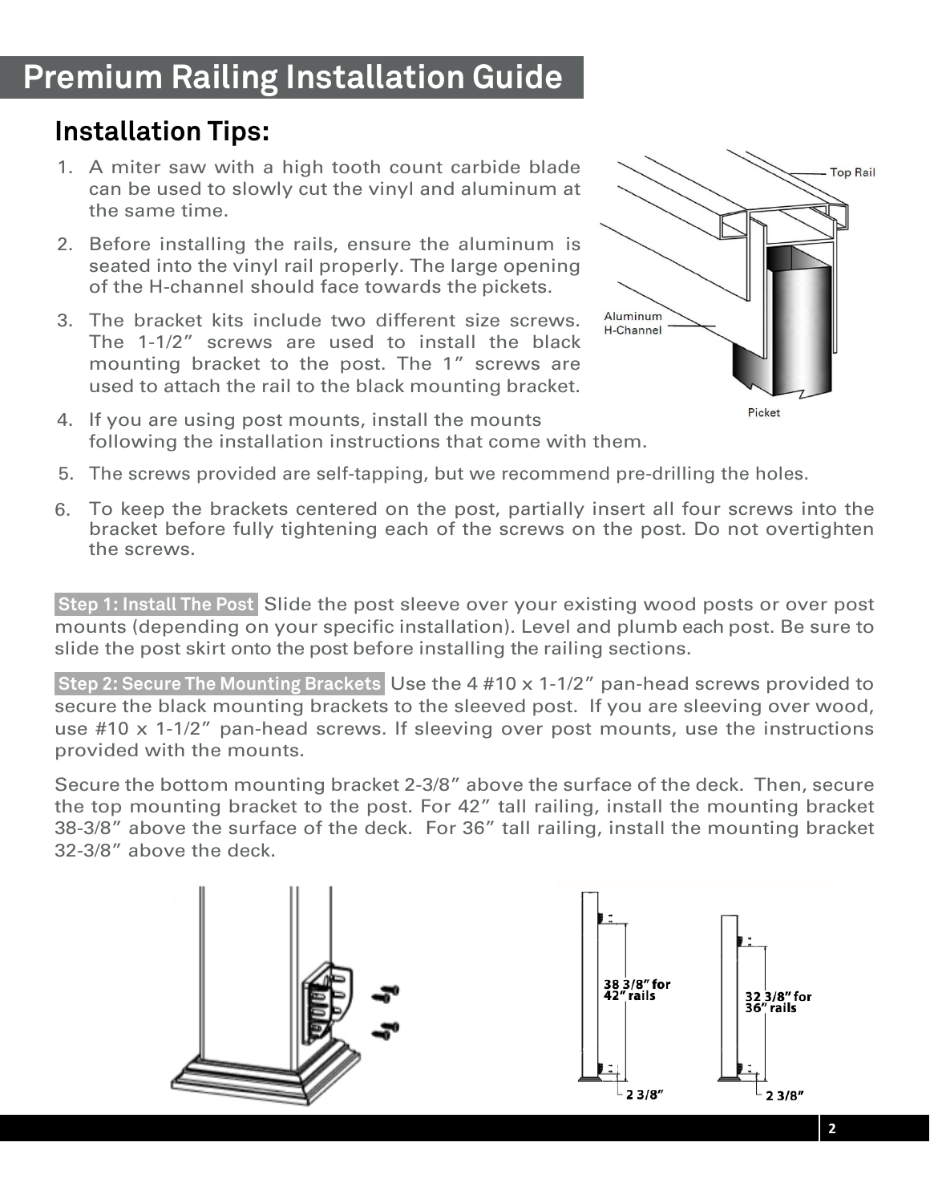# Premium Railing Installation Guide

## Installation Tips:

1. A miter saw with a high tooth count carbide blade can be used to slowly cut the vinyl and aluminum at the same time.
2. Before installing the rails, ensure the aluminum is seated into the vinyl rail properly. The large opening of the H-channel should face towards the pickets.
3. The bracket kits include two different size screws. The 1-1/2” screws are used to install the black mounting bracket to the post. The 1” screws are used to attach the rail to the black mounting bracket.
4. If you are using post mounts, install the mounts following the installation instructions that come with them.
5. The screws provided are self-tapping, but we recommend pre-drilling the holes.
6. To keep the brackets centered on the post, partially insert all four screws into the bracket before fully tightening each of the screws on the post. Do not overtighten the screws.

**Step 1: Install The Post** Slide the post sleeve over your existing wood posts or over post mounts (depending on your specific installation). Level and plumb each post. Be sure to slide the post skirt onto the post before installing the railing sections.

**Step 2: Secure The Mounting Brackets** Use the 4 #10 x 1-1/2” pan-head screws provided to secure the black mounting brackets to the sleeved post. If you are sleeving over wood, use #10 x 1-1/2” pan-head screws. If sleeving over post mounts, use the instructions provided with the mounts.

Secure the bottom mounting bracket 2-3/8” above the surface of the deck. Then, secure the top mounting bracket to the post. For 42” tall railing, install the mounting bracket 38-3/8” above the surface of the deck. For 36” tall railing, install the mounting bracket 32-3/8” above the deck.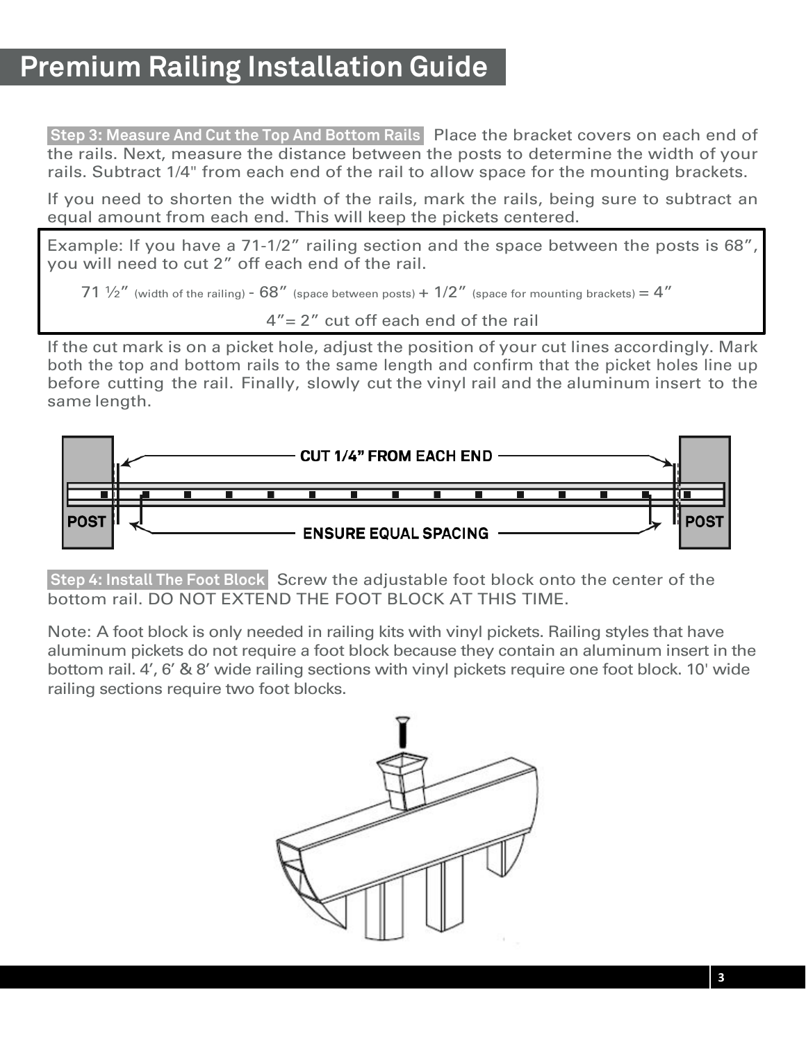# Premium Railing Installation Guide

**Step 3: Measure And Cut the Top And Bottom Rails** Place the bracket covers on each end of the rails. Next, measure the distance between the posts to determine the width of your rails. Subtract 1/4" from each end of the rail to allow space for the mounting brackets.

If you need to shorten the width of the rails, mark the rails, being sure to subtract an equal amount from each end. This will keep the pickets centered.

> Example: If you have a 71-1/2” railing section and the space between the posts is 68”, you will need to cut 2” off each end of the rail.
>
> 71 ½” (width of the railing) - 68” (space between posts) + 1/2” (space for mounting brackets) = 4”
>
> 4”= 2” cut off each end of the rail

If the cut mark is on a picket hole, adjust the position of your cut lines accordingly. Mark both the top and bottom rails to the same length and confirm that the picket holes line up before cutting the rail. Finally, slowly cut the vinyl rail and the aluminum insert to the same length.

**Step 4: Install The Foot Block** Screw the adjustable foot block onto the center of the bottom rail. DO NOT EXTEND THE FOOT BLOCK AT THIS TIME.

Note: A foot block is only needed in railing kits with vinyl pickets. Railing styles that have aluminum pickets do not require a foot block because they contain an aluminum insert in the bottom rail. 4’, 6’ & 8’ wide railing sections with vinyl pickets require one foot block. 10' wide railing sections require two foot blocks.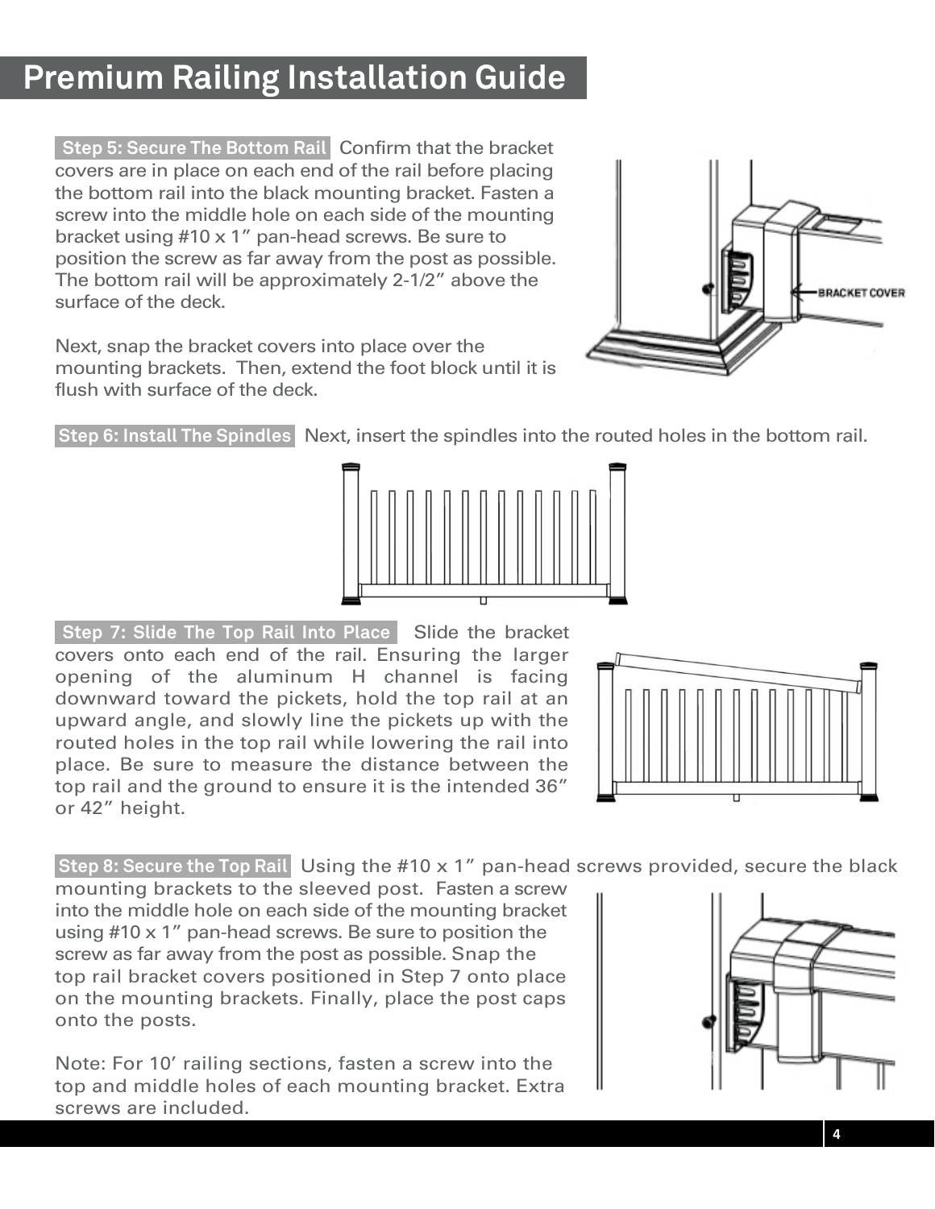# Premium Railing Installation Guide

**Step 5: Secure The Bottom Rail** Confirm that the bracket covers are in place on each end of the rail before placing the bottom rail into the black mounting bracket. Fasten a screw into the middle hole on each side of the mounting bracket using #10 x 1” pan-head screws. Be sure to position the screw as far away from the post as possible. The bottom rail will be approximately 2-1/2” above the surface of the deck.

Next, snap the bracket covers into place over the mounting brackets. Then, extend the foot block until it is flush with surface of the deck.

BRACKET COVER

**Step 6: Install The Spindles** Next, insert the spindles into the routed holes in the bottom rail.

**Step 7: Slide The Top Rail Into Place** Slide the bracket covers onto each end of the rail. Ensuring the larger opening of the aluminum H channel is facing downward toward the pickets, hold the top rail at an upward angle, and slowly line the pickets up with the routed holes in the top rail while lowering the rail into place. Be sure to measure the distance between the top rail and the ground to ensure it is the intended 36” or 42” height.

**Step 8: Secure the Top Rail** Using the #10 x 1” pan-head screws provided, secure the black mounting brackets to the sleeved post. Fasten a screw into the middle hole on each side of the mounting bracket using #10 x 1” pan-head screws. Be sure to position the screw as far away from the post as possible. Snap the top rail bracket covers positioned in Step 7 onto place on the mounting brackets. Finally, place the post caps onto the posts.

Note: For 10’ railing sections, fasten a screw into the top and middle holes of each mounting bracket. Extra screws are included.